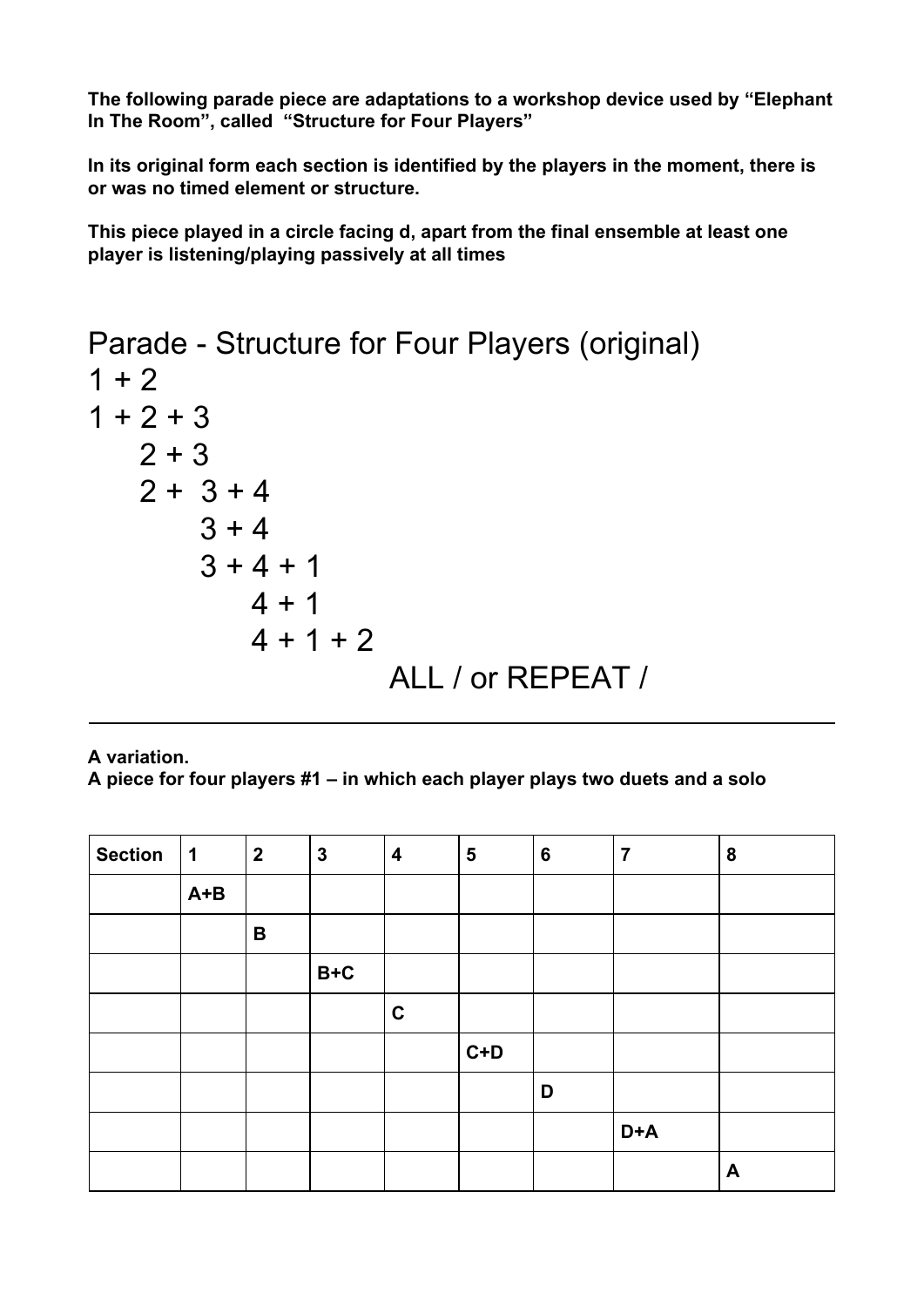**The following parade piece are adaptations to a workshop device used by "Elephant In The Room", called "Structure for Four Players"**

**In its original form each section is identified by the players in the moment, there is or was no timed element or structure.**

**This piece played in a circle facing d, apart from the final ensemble at least one player is listening/playing passively at all times**

# Parade - Structure for Four Players (original)

1 + 2

1 + 2 + 3

2 + 3

2 + 3 + 4

3 + 4

3 + 4 + 1

4 + 1

4 + 1 + 2

ALL / or REPEAT /

---

**A variation.**

**A piece for four players #1 – in which each player plays two duets and a solo**

| Section | 1 | 2 | 3 | 4 | 5 | 6 | 7 | 8 |
|---|---|---|---|---|---|---|---|---|
| | A+B | | | | | | | |
| | | B | | | | | | |
| | | | B+C | | | | | |
| | | | | C | | | | |
| | | | | | C+D | | | |
| | | | | | | D | | |
| | | | | | | | D+A | |
| | | | | | | | | A |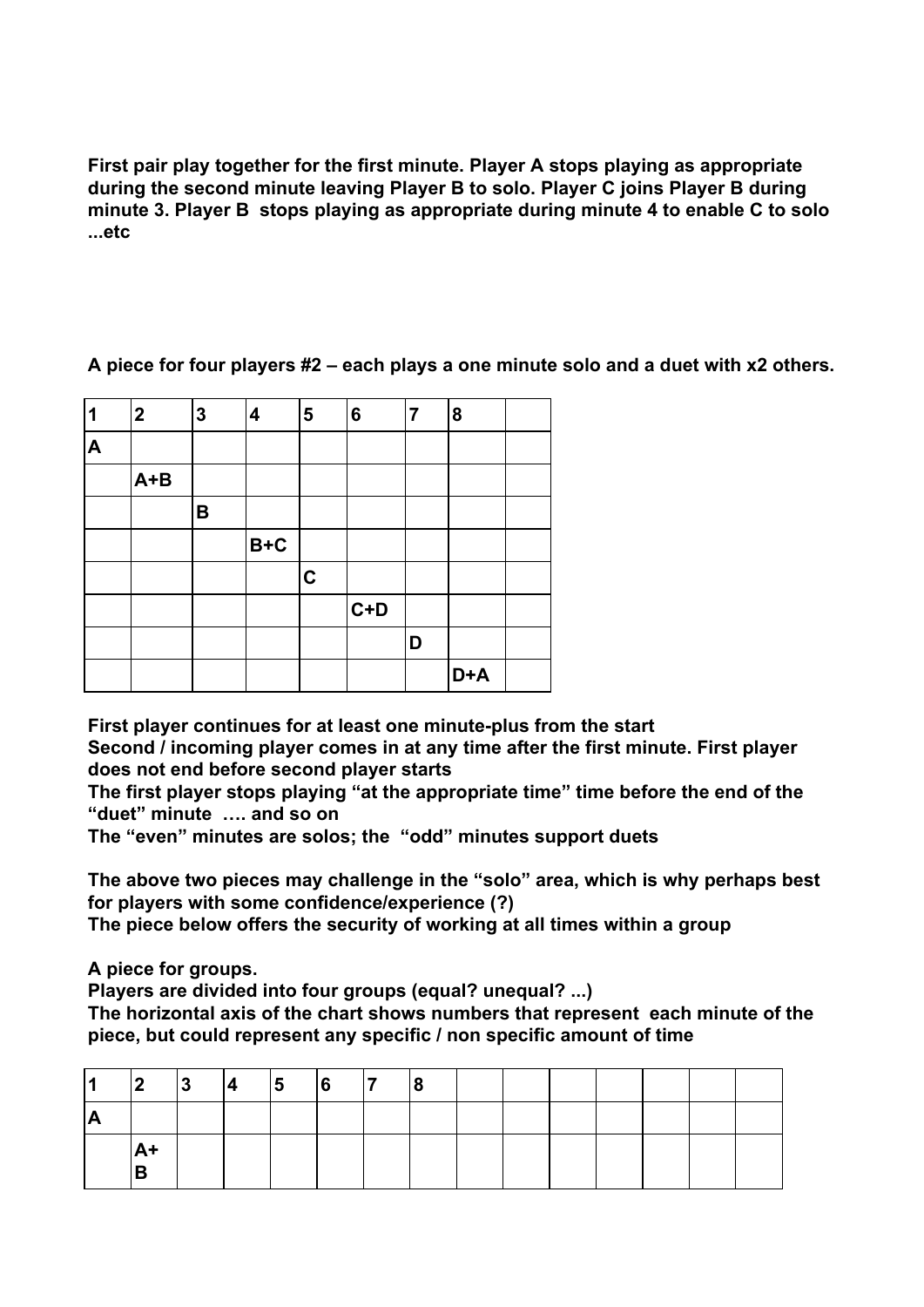**First pair play together for the first minute. Player A stops playing as appropriate during the second minute leaving Player B to solo. Player C joins Player B during minute 3. Player B stops playing as appropriate during minute 4 to enable C to solo ...etc**

**A piece for four players #2 – each plays a one minute solo and a duet with x2 others.**

| 1 | 2 | 3 | 4 | 5 | 6 | 7 | 8 | |
|---|---|---|---|---|---|---|---|---|
| A | | | | | | | | |
| | A+B | | | | | | | |
| | | B | | | | | | |
| | | | B+C | | | | | |
| | | | | C | | | | |
| | | | | | C+D | | | |
| | | | | | | D | | |
| | | | | | | | D+A | |

**First player continues for at least one minute-plus from the start**
**Second / incoming player comes in at any time after the first minute. First player does not end before second player starts**
**The first player stops playing "at the appropriate time" time before the end of the "duet" minute …. and so on**
**The "even" minutes are solos; the "odd" minutes support duets**

**The above two pieces may challenge in the "solo" area, which is why perhaps best for players with some confidence/experience (?)**
**The piece below offers the security of working at all times within a group**

**A piece for groups.**
**Players are divided into four groups (equal? unequal? ...)**
**The horizontal axis of the chart shows numbers that represent each minute of the piece, but could represent any specific / non specific amount of time**

| 1 | 2 | 3 | 4 | 5 | 6 | 7 | 8 | | | | | | | |
|---|---|---|---|---|---|---|---|---|---|---|---|---|---|---|
| A | | | | | | | | | | | | | | |
| | A+ B | | | | | | | | | | | | | |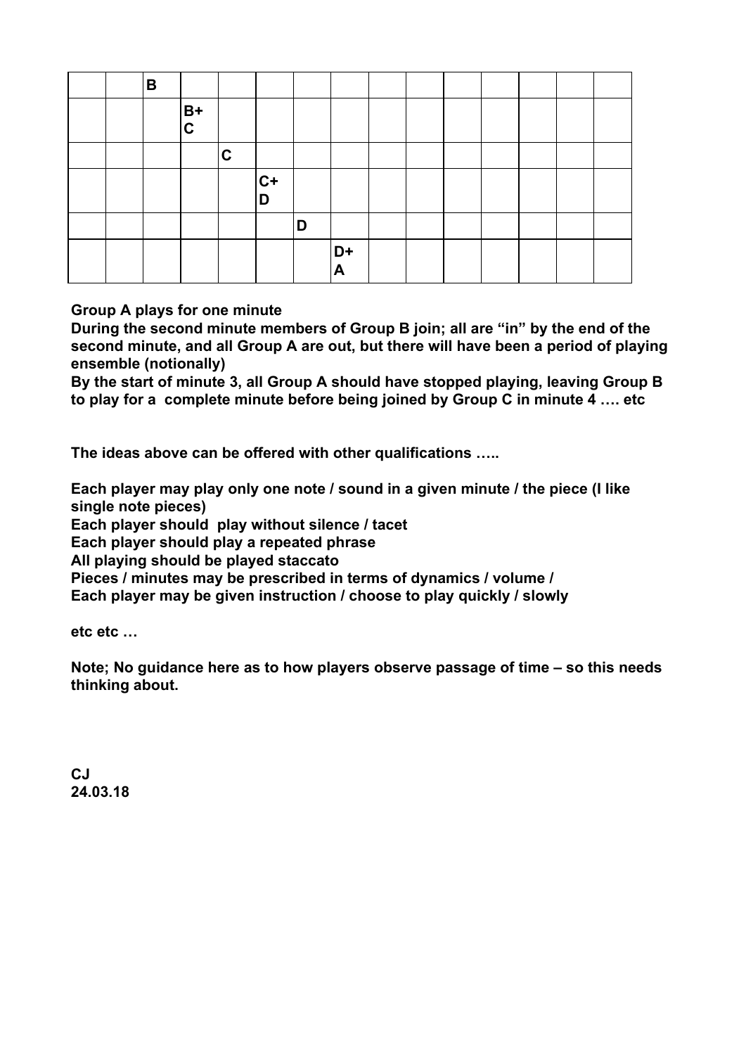| | | | | | | | | | | | | | | |
|---|---|---|---|---|---|---|---|---|---|---|---|---|---|---|
| | | B | | | | | | | | | | | | |
| | | | B+ C | | | | | | | | | | | |
| | | | | C | | | | | | | | | | |
| | | | | | C+ D | | | | | | | | | |
| | | | | | | D | | | | | | | | |
| | | | | | | | D+ A | | | | | | | |

**Group A plays for one minute**
**During the second minute members of Group B join; all are "in" by the end of the second minute, and all Group A are out, but there will have been a period of playing ensemble (notionally)**
**By the start of minute 3, all Group A should have stopped playing, leaving Group B to play for a complete minute before being joined by Group C in minute 4 …. etc**

**The ideas above can be offered with other qualifications …..**

**Each player may play only one note / sound in a given minute / the piece (I like single note pieces)**
**Each player should play without silence / tacet**
**Each player should play a repeated phrase**
**All playing should be played staccato**
**Pieces / minutes may be prescribed in terms of dynamics / volume /**
**Each player may be given instruction / choose to play quickly / slowly**

**etc etc …**

**Note; No guidance here as to how players observe passage of time – so this needs thinking about.**

**CJ**
**24.03.18**